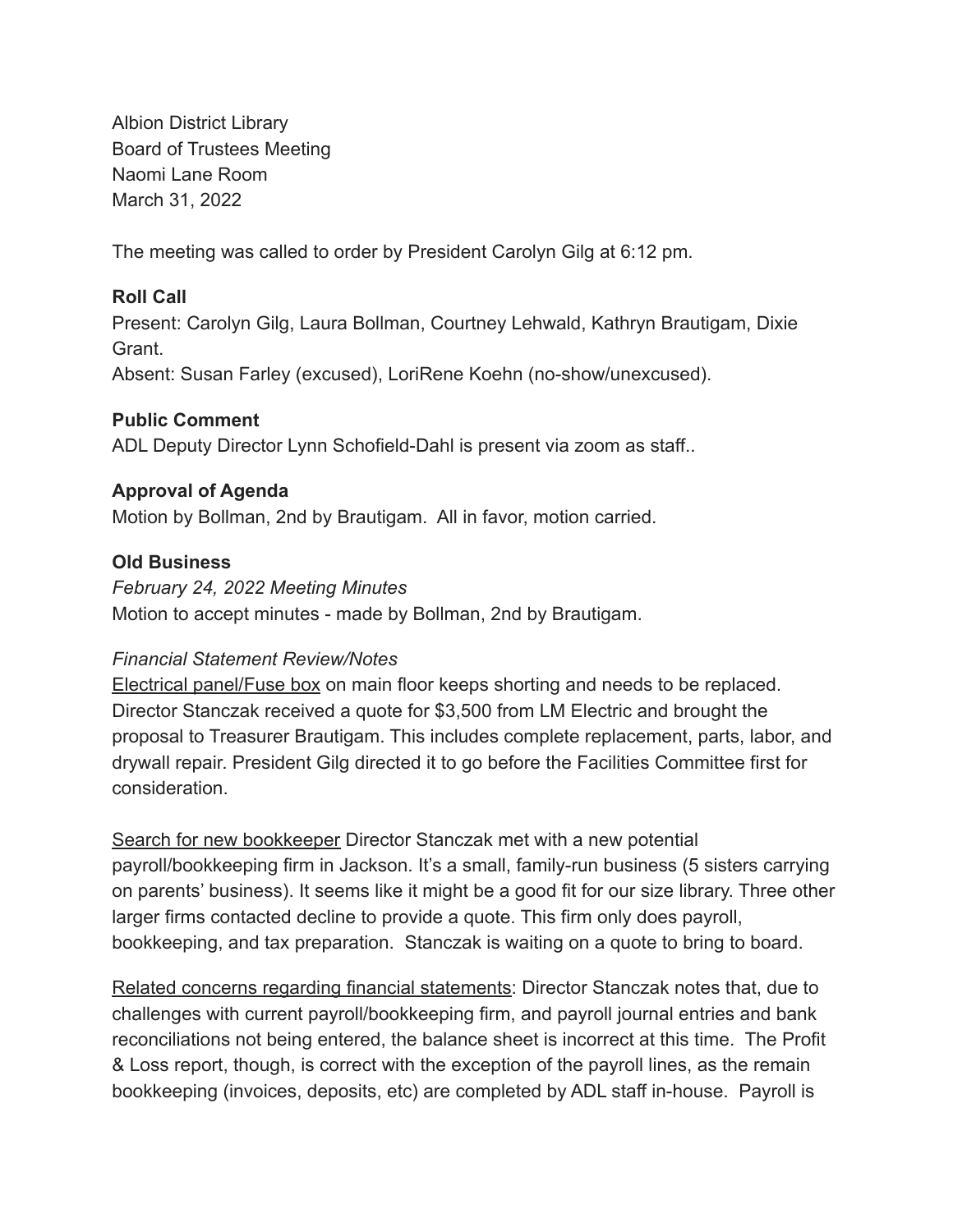Albion District Library
Board of Trustees Meeting
Naomi Lane Room
March 31, 2022

The meeting was called to order by President Carolyn Gilg at 6:12 pm.

**Roll Call**
Present: Carolyn Gilg, Laura Bollman, Courtney Lehwald, Kathryn Brautigam, Dixie Grant.
Absent: Susan Farley (excused), LoriRene Koehn (no-show/unexcused).

**Public Comment**
ADL Deputy Director Lynn Schofield-Dahl is present via zoom as staff..

**Approval of Agenda**
Motion by Bollman, 2nd by Brautigam. All in favor, motion carried.

**Old Business**
*February 24, 2022 Meeting Minutes*
Motion to accept minutes - made by Bollman, 2nd by Brautigam.

*Financial Statement Review/Notes*
<u>Electrical panel/Fuse box</u> on main floor keeps shorting and needs to be replaced. Director Stanczak received a quote for $3,500 from LM Electric and brought the proposal to Treasurer Brautigam. This includes complete replacement, parts, labor, and drywall repair. President Gilg directed it to go before the Facilities Committee first for consideration.

<u>Search for new bookkeeper</u> Director Stanczak met with a new potential payroll/bookkeeping firm in Jackson. It's a small, family-run business (5 sisters carrying on parents' business). It seems like it might be a good fit for our size library. Three other larger firms contacted decline to provide a quote. This firm only does payroll, bookkeeping, and tax preparation. Stanczak is waiting on a quote to bring to board.

<u>Related concerns regarding financial statements</u>: Director Stanczak notes that, due to challenges with current payroll/bookkeeping firm, and payroll journal entries and bank reconciliations not being entered, the balance sheet is incorrect at this time. The Profit & Loss report, though, is correct with the exception of the payroll lines, as the remain bookkeeping (invoices, deposits, etc) are completed by ADL staff in-house. Payroll is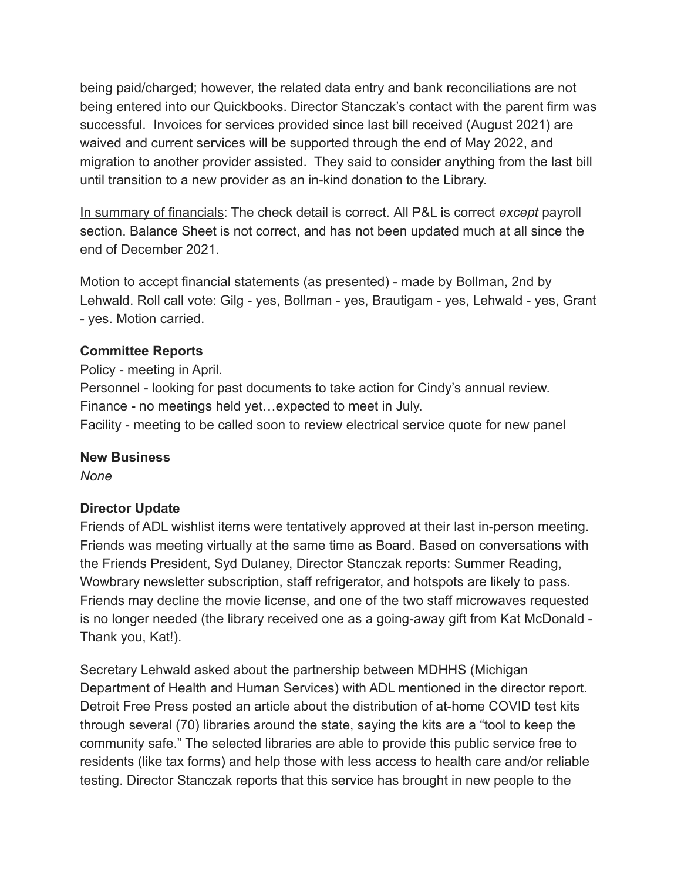being paid/charged; however, the related data entry and bank reconciliations are not being entered into our Quickbooks. Director Stanczak's contact with the parent firm was successful. Invoices for services provided since last bill received (August 2021) are waived and current services will be supported through the end of May 2022, and migration to another provider assisted. They said to consider anything from the last bill until transition to a new provider as an in-kind donation to the Library.

In summary of financials: The check detail is correct. All P&L is correct *except* payroll section. Balance Sheet is not correct, and has not been updated much at all since the end of December 2021.

Motion to accept financial statements (as presented) - made by Bollman, 2nd by Lehwald. Roll call vote: Gilg - yes, Bollman - yes, Brautigam - yes, Lehwald - yes, Grant - yes. Motion carried.

**Committee Reports**

Policy - meeting in April.
Personnel - looking for past documents to take action for Cindy's annual review.
Finance - no meetings held yet…expected to meet in July.
Facility - meeting to be called soon to review electrical service quote for new panel

**New Business**

*None*

**Director Update**

Friends of ADL wishlist items were tentatively approved at their last in-person meeting. Friends was meeting virtually at the same time as Board. Based on conversations with the Friends President, Syd Dulaney, Director Stanczak reports: Summer Reading, Wowbrary newsletter subscription, staff refrigerator, and hotspots are likely to pass. Friends may decline the movie license, and one of the two staff microwaves requested is no longer needed (the library received one as a going-away gift from Kat McDonald - Thank you, Kat!).

Secretary Lehwald asked about the partnership between MDHHS (Michigan Department of Health and Human Services) with ADL mentioned in the director report. Detroit Free Press posted an article about the distribution of at-home COVID test kits through several (70) libraries around the state, saying the kits are a "tool to keep the community safe." The selected libraries are able to provide this public service free to residents (like tax forms) and help those with less access to health care and/or reliable testing. Director Stanczak reports that this service has brought in new people to the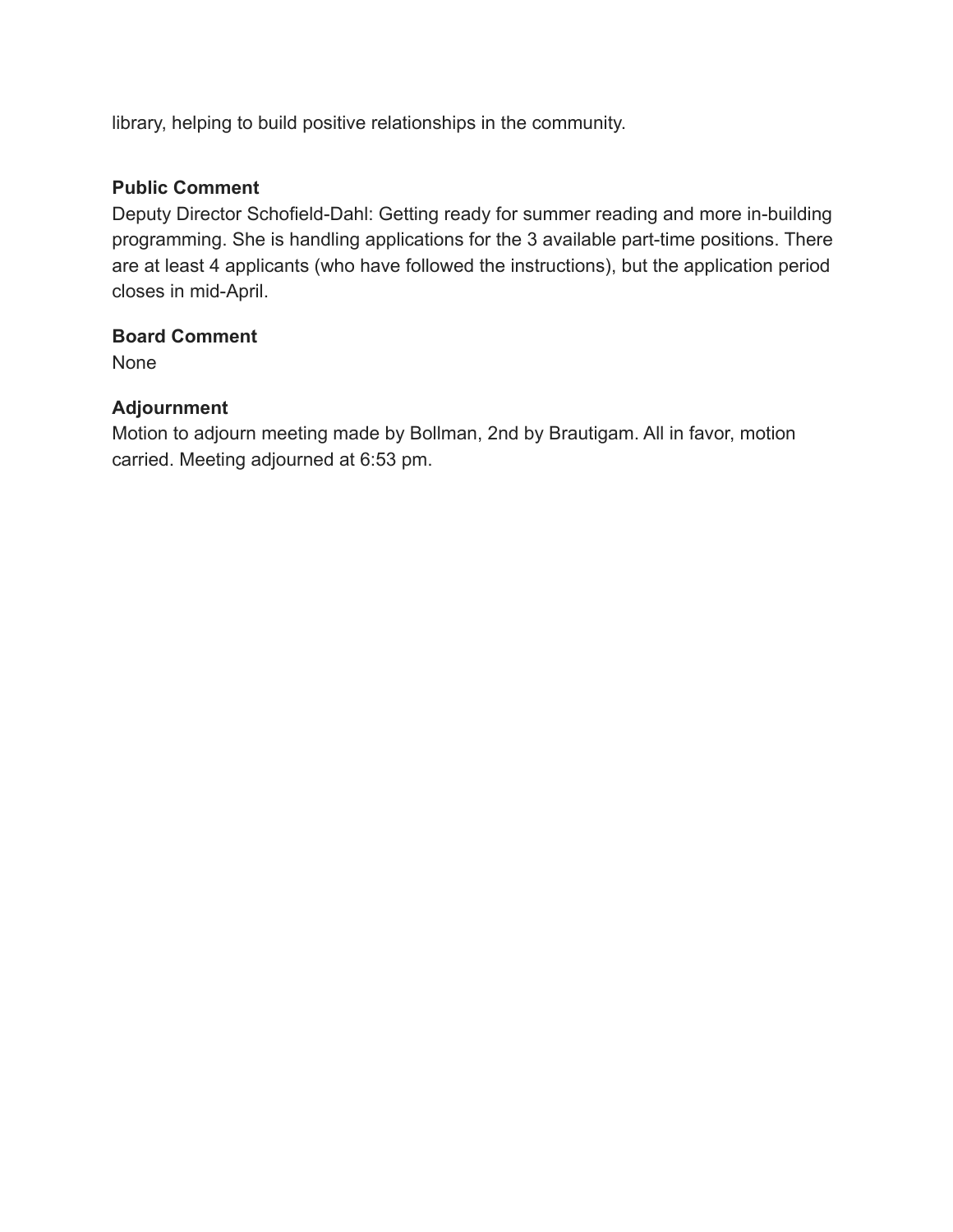library, helping to build positive relationships in the community.

**Public Comment**

Deputy Director Schofield-Dahl: Getting ready for summer reading and more in-building programming. She is handling applications for the 3 available part-time positions. There are at least 4 applicants (who have followed the instructions), but the application period closes in mid-April.

**Board Comment**

None

**Adjournment**

Motion to adjourn meeting made by Bollman, 2nd by Brautigam. All in favor, motion carried. Meeting adjourned at 6:53 pm.